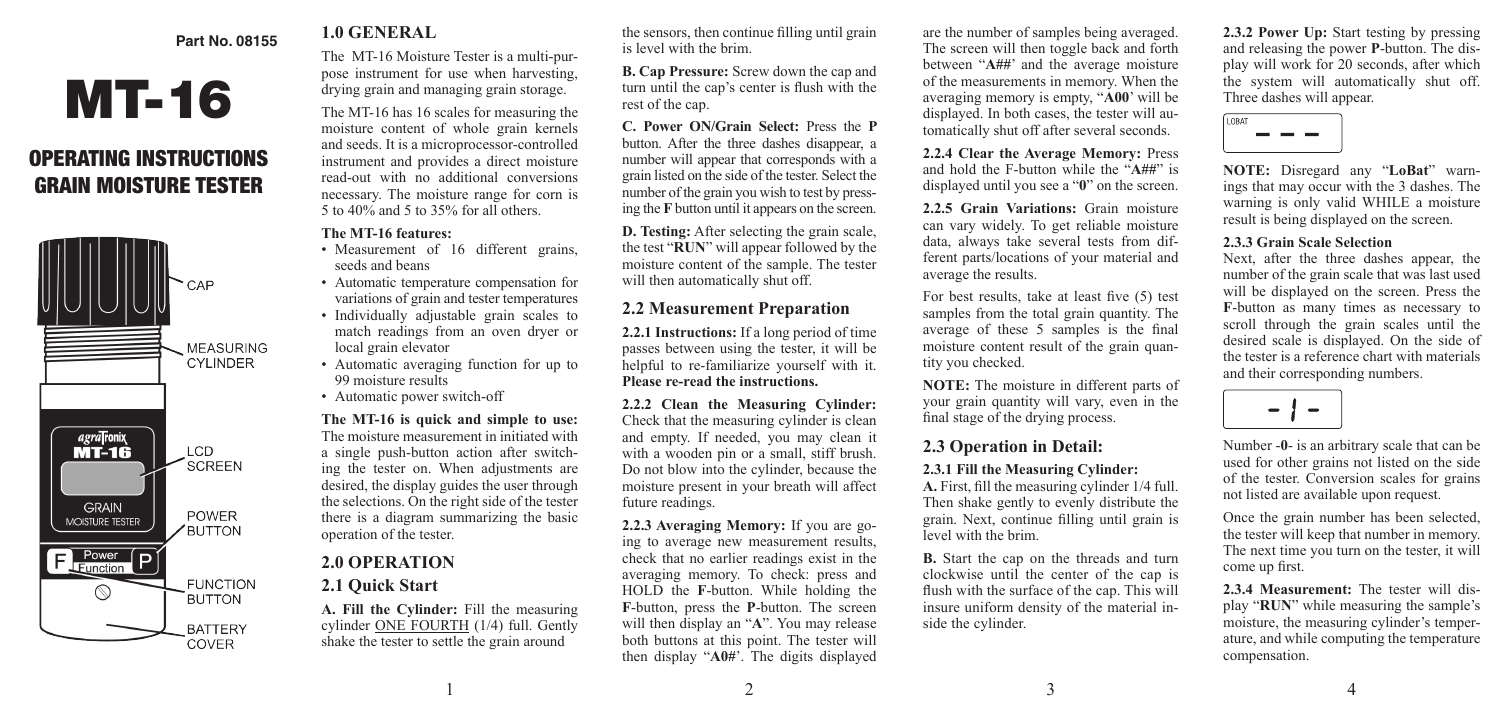**Part No. 08155**

# MT-16

## OPERATING INSTRUCTIONS GRAIN MOISTURE TESTER

CAP

MEASURING CYLINDER

LCD SCREEN

POWER BUTTON

FUNCTION BUTTON

BATTERY COVER

## 1.0 GENERAL

The MT-16 Moisture Tester is a multi-purpose instrument for use when harvesting, drying grain and managing grain storage.

The MT-16 has 16 scales for measuring the moisture content of whole grain kernels and seeds. It is a microprocessor-controlled instrument and provides a direct moisture read-out with no additional conversions necessary. The moisture range for corn is 5 to 40% and 5 to 35% for all others.

**The MT-16 features:**

- Measurement of 16 different grains, seeds and beans
- Automatic temperature compensation for variations of grain and tester temperatures
- Individually adjustable grain scales to match readings from an oven dryer or local grain elevator
- Automatic averaging function for up to 99 moisture results
- Automatic power switch-off

**The MT-16 is quick and simple to use:** The moisture measurement in initiated with a single push-button action after switching the tester on. When adjustments are desired, the display guides the user through the selections. On the right side of the tester there is a diagram summarizing the basic operation of the tester.

## 2.0 OPERATION

### 2.1 Quick Start

**A. Fill the Cylinder:** Fill the measuring cylinder ONE FOURTH (1/4) full. Gently shake the tester to settle the grain around the sensors, then continue filling until grain is level with the brim.

**B. Cap Pressure:** Screw down the cap and turn until the cap's center is flush with the rest of the cap.

**C. Power ON/Grain Select:** Press the **P** button. After the three dashes disappear, a number will appear that corresponds with a grain listed on the side of the tester. Select the number of the grain you wish to test by pressing the **F** button until it appears on the screen.

**D. Testing:** After selecting the grain scale, the test "**RUN**" will appear followed by the moisture content of the sample. The tester will then automatically shut off.

### 2.2 Measurement Preparation

**2.2.1 Instructions:** If a long period of time passes between using the tester, it will be helpful to re-familiarize yourself with it. **Please re-read the instructions.**

**2.2.2 Clean the Measuring Cylinder:** Check that the measuring cylinder is clean and empty. If needed, you may clean it with a wooden pin or a small, stiff brush. Do not blow into the cylinder, because the moisture present in your breath will affect future readings.

**2.2.3 Averaging Memory:** If you are going to average new measurement results, check that no earlier readings exist in the averaging memory. To check: press and HOLD the **F**-button. While holding the **F**-button, press the **P**-button. The screen will then display an "**A**". You may release both buttons at this point. The tester will then display "**A0#**'. The digits displayed are the number of samples being averaged. The screen will then toggle back and forth between "**A##**' and the average moisture of the measurements in memory. When the averaging memory is empty, "**A00**' will be displayed. In both cases, the tester will automatically shut off after several seconds.

**2.2.4 Clear the Average Memory:** Press and hold the F-button while the "**A##**" is displayed until you see a "**0**" on the screen.

**2.2.5 Grain Variations:** Grain moisture can vary widely. To get reliable moisture data, always take several tests from different parts/locations of your material and average the results.

For best results, take at least five (5) test samples from the total grain quantity. The average of these 5 samples is the final moisture content result of the grain quantity you checked.

**NOTE:** The moisture in different parts of your grain quantity will vary, even in the final stage of the drying process.

### 2.3 Operation in Detail:

**2.3.1 Fill the Measuring Cylinder:**

**A.** First, fill the measuring cylinder 1/4 full. Then shake gently to evenly distribute the grain. Next, continue filling until grain is level with the brim.

**B.** Start the cap on the threads and turn clockwise until the center of the cap is flush with the surface of the cap. This will insure uniform density of the material inside the cylinder.

**2.3.2 Power Up:** Start testing by pressing and releasing the power **P**-button. The display will work for 20 seconds, after which the system will automatically shut off. Three dashes will appear.

LOBAT
– – –

**NOTE:** Disregard any "**LoBat**" warnings that may occur with the 3 dashes. The warning is only valid WHILE a moisture result is being displayed on the screen.

**2.3.3 Grain Scale Selection**

Next, after the three dashes appear, the number of the grain scale that was last used will be displayed on the screen. Press the **F**-button as many times as necessary to scroll through the grain scales until the desired scale is displayed. On the side of the tester is a reference chart with materials and their corresponding numbers.

- 1 -

Number **-0-** is an arbitrary scale that can be used for other grains not listed on the side of the tester. Conversion scales for grains not listed are available upon request.

Once the grain number has been selected, the tester will keep that number in memory. The next time you turn on the tester, it will come up first.

**2.3.4 Measurement:** The tester will display "**RUN**" while measuring the sample's moisture, the measuring cylinder's temperature, and while computing the temperature compensation.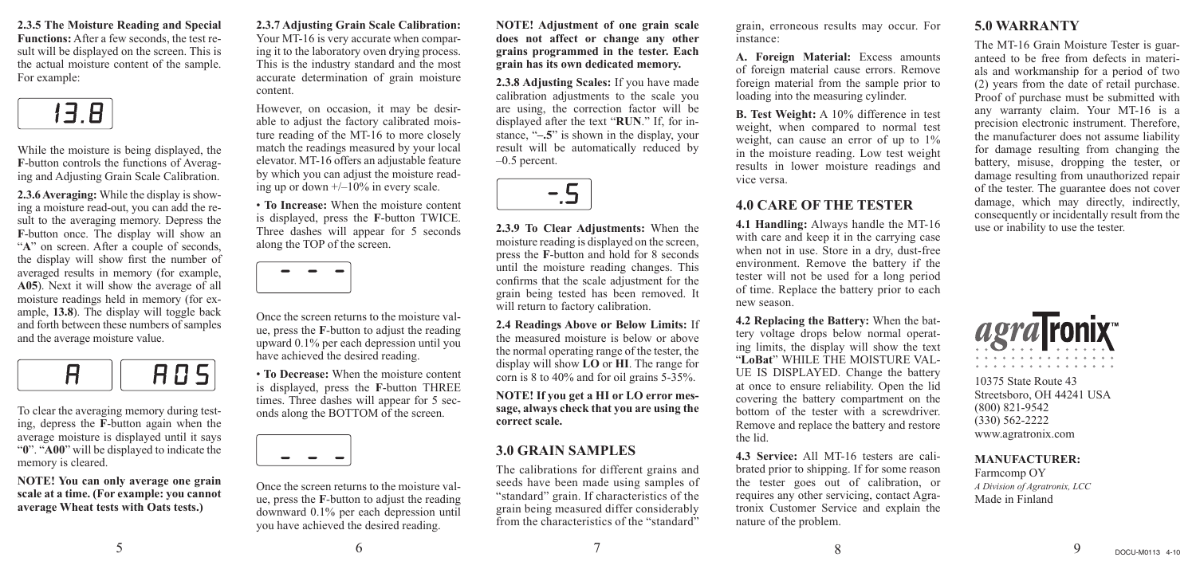**2.3.5 The Moisture Reading and Special Functions:** After a few seconds, the test result will be displayed on the screen. This is the actual moisture content of the sample. For example:

13.8

While the moisture is being displayed, the **F**-button controls the functions of Averaging and Adjusting Grain Scale Calibration.

**2.3.6 Averaging:** While the display is showing a moisture read-out, you can add the result to the averaging memory. Depress the **F**-button once. The display will show an "**A**" on screen. After a couple of seconds, the display will show first the number of averaged results in memory (for example, **A05**). Next it will show the average of all moisture readings held in memory (for example, **13.8**). The display will toggle back and forth between these numbers of samples and the average moisture value.

A    A05

To clear the averaging memory during testing, depress the **F**-button again when the average moisture is displayed until it says "**0**". "**A00**" will be displayed to indicate the memory is cleared.

**NOTE! You can only average one grain scale at a time. (For example: you cannot average Wheat tests with Oats tests.)**

**2.3.7 Adjusting Grain Scale Calibration:** Your MT-16 is very accurate when comparing it to the laboratory oven drying process. This is the industry standard and the most accurate determination of grain moisture content.

However, on occasion, it may be desirable to adjust the factory calibrated moisture reading of the MT-16 to more closely match the readings measured by your local elevator. MT-16 offers an adjustable feature by which you can adjust the moisture reading up or down +/–10% in every scale.

- **To Increase:** When the moisture content is displayed, press the **F**-button TWICE. Three dashes will appear for 5 seconds along the TOP of the screen.

Once the screen returns to the moisture value, press the **F**-button to adjust the reading upward 0.1% per each depression until you have achieved the desired reading.

- **To Decrease:** When the moisture content is displayed, press the **F**-button THREE times. Three dashes will appear for 5 seconds along the BOTTOM of the screen.

Once the screen returns to the moisture value, press the **F**-button to adjust the reading downward 0.1% per each depression until you have achieved the desired reading.

**NOTE! Adjustment of one grain scale does not affect or change any other grains programmed in the tester. Each grain has its own dedicated memory.**

**2.3.8 Adjusting Scales:** If you have made calibration adjustments to the scale you are using, the correction factor will be displayed after the text "**RUN**." If, for instance, "**–.5**" is shown in the display, your result will be automatically reduced by –0.5 percent.

-.5

**2.3.9 To Clear Adjustments:** When the moisture reading is displayed on the screen, press the **F**-button and hold for 8 seconds until the moisture reading changes. This confirms that the scale adjustment for the grain being tested has been removed. It will return to factory calibration.

**2.4 Readings Above or Below Limits:** If the measured moisture is below or above the normal operating range of the tester, the display will show **LO** or **HI**. The range for corn is 8 to 40% and for oil grains 5-35%.

**NOTE! If you get a HI or LO error message, always check that you are using the correct scale.**

## 3.0 GRAIN SAMPLES

The calibrations for different grains and seeds have been made using samples of "standard" grain. If characteristics of the grain being measured differ considerably from the characteristics of the "standard" grain, erroneous results may occur. For instance:

**A. Foreign Material:** Excess amounts of foreign material cause errors. Remove foreign material from the sample prior to loading into the measuring cylinder.

**B. Test Weight:** A 10% difference in test weight, when compared to normal test weight, can cause an error of up to 1% in the moisture reading. Low test weight results in lower moisture readings and vice versa.

## 4.0 CARE OF THE TESTER

**4.1 Handling:** Always handle the MT-16 with care and keep it in the carrying case when not in use. Store in a dry, dust-free environment. Remove the battery if the tester will not be used for a long period of time. Replace the battery prior to each new season.

**4.2 Replacing the Battery:** When the battery voltage drops below normal operating limits, the display will show the text "**LoBat**" WHILE THE MOISTURE VALUE IS DISPLAYED. Change the battery at once to ensure reliability. Open the lid covering the battery compartment on the bottom of the tester with a screwdriver. Remove and replace the battery and restore the lid.

**4.3 Service:** All MT-16 testers are calibrated prior to shipping. If for some reason the tester goes out of calibration, or requires any other servicing, contact Agratronix Customer Service and explain the nature of the problem.

## 5.0 WARRANTY

The MT-16 Grain Moisture Tester is guaranteed to be free from defects in materials and workmanship for a period of two (2) years from the date of retail purchase. Proof of purchase must be submitted with any warranty claim. Your MT-16 is a precision electronic instrument. Therefore, the manufacturer does not assume liability for damage resulting from changing the battery, misuse, dropping the tester, or damage resulting from unauthorized repair of the tester. The guarantee does not cover damage, which may directly, indirectly, consequently or incidentally result from the use or inability to use the tester.

agraTronix™

10375 State Route 43
Streetsboro, OH 44241 USA
(800) 821-9542
(330) 562-2222
www.agratronix.com

**MANUFACTURER:**
Farmcomp OY
*A Division of Agratronix, LCC*
Made in Finland

DOCU-M0113 4-10